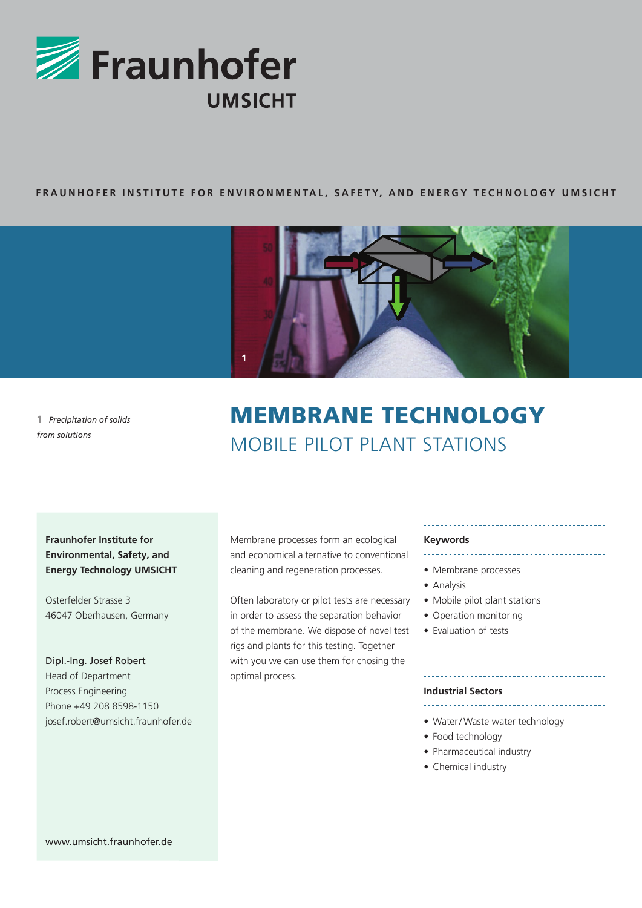Fraunhofer UMSICHT

FRAUNHOFER INSTITUTE FOR ENVIRONMENTAL, SAFETY, AND ENERGY TECHNOLOGY UMSICHT

1 *Precipitation of solids from solutions*

# MEMBRANE TECHNOLOGY

## MOBILE PILOT PLANT STATIONS

**Fraunhofer Institute for Environmental, Safety, and Energy Technology UMSICHT**

Osterfelder Strasse 3
46047 Oberhausen, Germany

Dipl.-Ing. Josef Robert
Head of Department
Process Engineering
Phone +49 208 8598-1150
josef.robert@umsicht.fraunhofer.de

www.umsicht.fraunhofer.de

Membrane processes form an ecological and economical alternative to conventional cleaning and regeneration processes.

Often laboratory or pilot tests are necessary in order to assess the separation behavior of the membrane. We dispose of novel test rigs and plants for this testing. Together with you we can use them for chosing the optimal process.

**Keywords**

- Membrane processes
- Analysis
- Mobile pilot plant stations
- Operation monitoring
- Evaluation of tests

**Industrial Sectors**

- Water/Waste water technology
- Food technology
- Pharmaceutical industry
- Chemical industry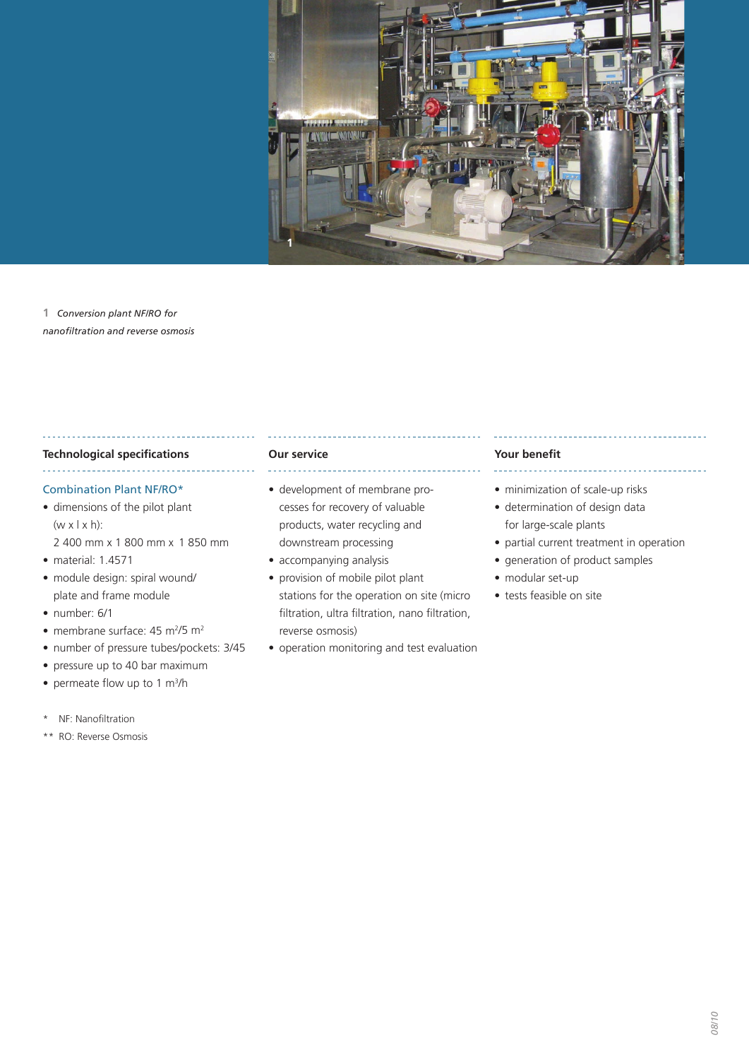1 *Conversion plant NF/RO for nanofiltration and reverse osmosis*

### Technological specifications

Combination Plant NF/RO*

- dimensions of the pilot plant (w x l x h): 2 400 mm x 1 800 mm x 1 850 mm
- material: 1.4571
- module design: spiral wound/ plate and frame module
- number: 6/1
- membrane surface: 45 $m^2$/5 $m^2$
- number of pressure tubes/pockets: 3/45
- pressure up to 40 bar maximum
- permeate flow up to 1 $m^3$/h

\* NF: Nanofiltration

\*\* RO: Reverse Osmosis

### Our service

- development of membrane processes for recovery of valuable products, water recycling and downstream processing
- accompanying analysis
- provision of mobile pilot plant stations for the operation on site (micro filtration, ultra filtration, nano filtration, reverse osmosis)
- operation monitoring and test evaluation

### Your benefit

- minimization of scale-up risks
- determination of design data for large-scale plants
- partial current treatment in operation
- generation of product samples
- modular set-up
- tests feasible on site